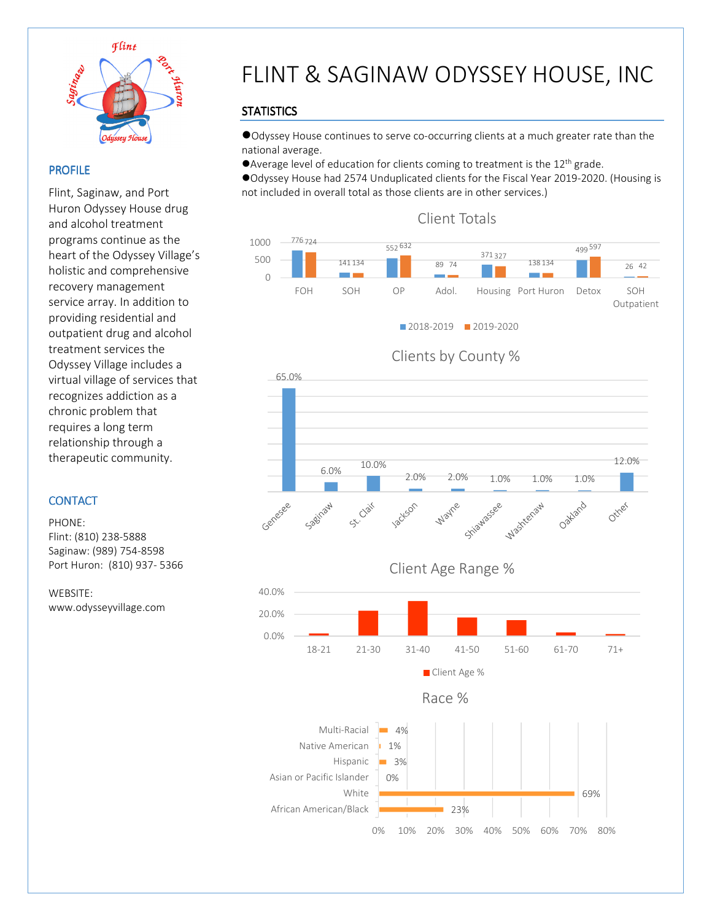# FLINT & SAGINAW ODYSSEY HOUSE, INC

## PROFILE

Flint, Saginaw, and Port Huron Odyssey House drug and alcohol treatment programs continue as the heart of the Odyssey Village's holistic and comprehensive recovery management service array. In addition to providing residential and outpatient drug and alcohol treatment services the Odyssey Village includes a virtual village of services that recognizes addiction as a chronic problem that requires a long term relationship through a therapeutic community.

## CONTACT

PHONE:
Flint: (810) 238-5888
Saginaw: (989) 754-8598
Port Huron: (810) 937- 5366

WEBSITE:
www.odysseyvillage.com

## STATISTICS

- Odyssey House continues to serve co-occurring clients at a much greater rate than the national average.
- Average level of education for clients coming to treatment is the 12th grade.
- Odyssey House had 2574 Unduplicated clients for the Fiscal Year 2019-2020. (Housing is not included in overall total as those clients are in other services.)

### Client Totals

| | 2018-2019 | 2019-2020 |
|---|---|---|
| FOH | 776 | 724 |
| SOH | 141 | 134 |
| OP | 552 | 632 |
| Adol. | 89 | 74 |
| Housing | 371 | 327 |
| Port Huron | 138 | 134 |
| Detox | 499 | 597 |
| SOH Outpatient | 26 | 42 |

### Clients by County %

| County | % |
|---|---|
| Genesee | 65.0% |
| Saginaw | 6.0% |
| St. Clair | 10.0% |
| Jackson | 2.0% |
| Wayne | 2.0% |
| Shiawassee | 1.0% |
| Washtenaw | 1.0% |
| Oakland | 1.0% |
| Other | 12.0% |

### Client Age Range %

Age ranges: 18-21, 21-30, 31-40, 41-50, 51-60, 61-70, 71+ (Client Age %)

### Race %

| Race | % |
|---|---|
| Multi-Racial | 4% |
| Native American | 1% |
| Hispanic | 3% |
| Asian or Pacific Islander | 0% |
| White | 69% |
| African American/Black | 23% |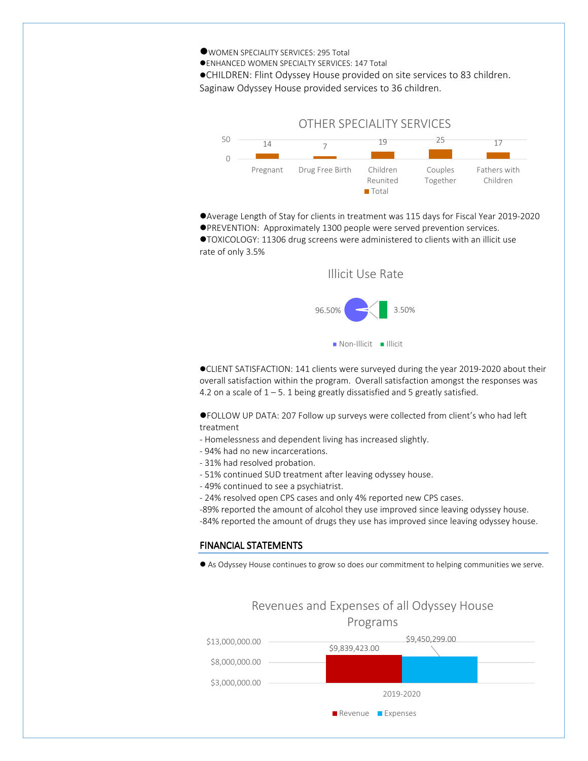●WOMEN SPECIALITY SERVICES: 295 Total
●ENHANCED WOMEN SPECIALTY SERVICES: 147 Total
●CHILDREN: Flint Odyssey House provided on site services to 83 children. Saginaw Odyssey House provided services to 36 children.

OTHER SPECIALITY SERVICES

50
0

14
7
19
25
17

Pregnant
Drug Free Birth
Children Reunited
Couples Together
Fathers with Children

Total

●Average Length of Stay for clients in treatment was 115 days for Fiscal Year 2019-2020
●PREVENTION: Approximately 1300 people were served prevention services.
●TOXICOLOGY: 11306 drug screens were administered to clients with an illicit use rate of only 3.5%

Illicit Use Rate

96.50%
3.50%

Non-Illicit
Illicit

●CLIENT SATISFACTION: 141 clients were surveyed during the year 2019-2020 about their overall satisfaction within the program. Overall satisfaction amongst the responses was 4.2 on a scale of 1 – 5. 1 being greatly dissatisfied and 5 greatly satisfied.

●FOLLOW UP DATA: 207 Follow up surveys were collected from client's who had left treatment
- Homelessness and dependent living has increased slightly.
- 94% had no new incarcerations.
- 31% had resolved probation.
- 51% continued SUD treatment after leaving odyssey house.
- 49% continued to see a psychiatrist.
- 24% resolved open CPS cases and only 4% reported new CPS cases.
-89% reported the amount of alcohol they use improved since leaving odyssey house.
-84% reported the amount of drugs they use has improved since leaving odyssey house.

## FINANCIAL STATEMENTS

● As Odyssey House continues to grow so does our commitment to helping communities we serve.

Revenues and Expenses of all Odyssey House Programs

$13,000,000.00
$8,000,000.00
$3,000,000.00

$9,839,423.00
$9,450,299.00

2019-2020

Revenue
Expenses